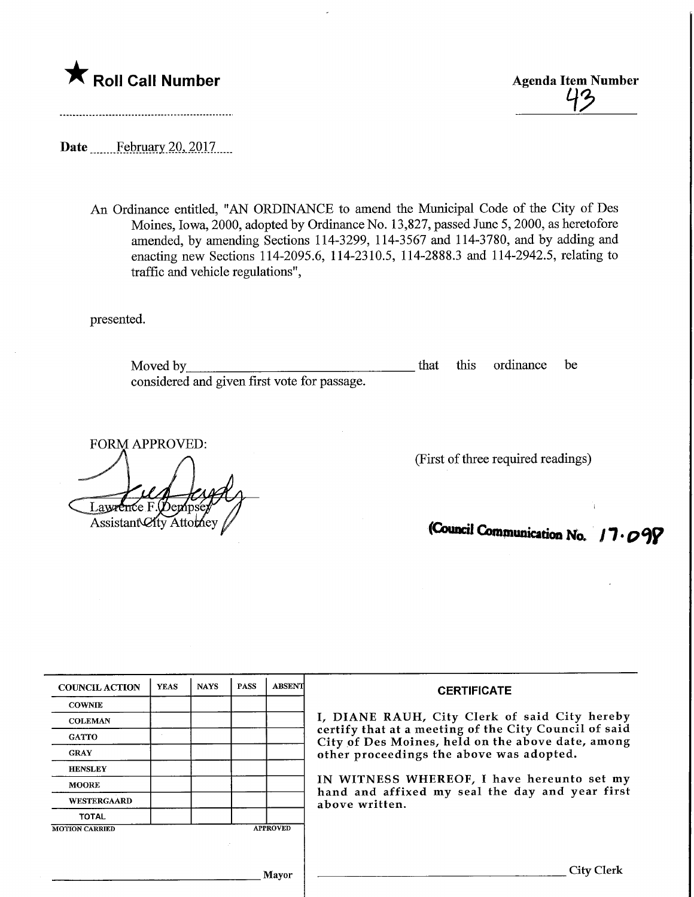★ **Roll Call Number**

**Agenda Item Number**
43

**Date** February 20, 2017

An Ordinance entitled, "AN ORDINANCE to amend the Municipal Code of the City of Des Moines, Iowa, 2000, adopted by Ordinance No. 13,827, passed June 5, 2000, as heretofore amended, by amending Sections 114-3299, 114-3567 and 114-3780, and by adding and enacting new Sections 114-2095.6, 114-2310.5, 114-2888.3 and 114-2942.5, relating to traffic and vehicle regulations",

presented.

Moved by________________________________ that this ordinance be considered and given first vote for passage.

FORM APPROVED:

Lawrence F. Dempsey
Assistant City Attorney

(First of three required readings)

**(Council Communication No. 17-098**

| COUNCIL ACTION | YEAS | NAYS | PASS | ABSENT |
|---|---|---|---|---|
| COWNIE | | | | |
| COLEMAN | | | | |
| GATTO | | | | |
| GRAY | | | | |
| HENSLEY | | | | |
| MOORE | | | | |
| WESTERGAARD | | | | |
| TOTAL | | | | |
| MOTION CARRIED | | | | APPROVED |

______________________________ Mayor

**CERTIFICATE**

I, DIANE RAUH, City Clerk of said City hereby certify that at a meeting of the City Council of said City of Des Moines, held on the above date, among other proceedings the above was adopted.

IN WITNESS WHEREOF, I have hereunto set my hand and affixed my seal the day and year first above written.

______________________________ City Clerk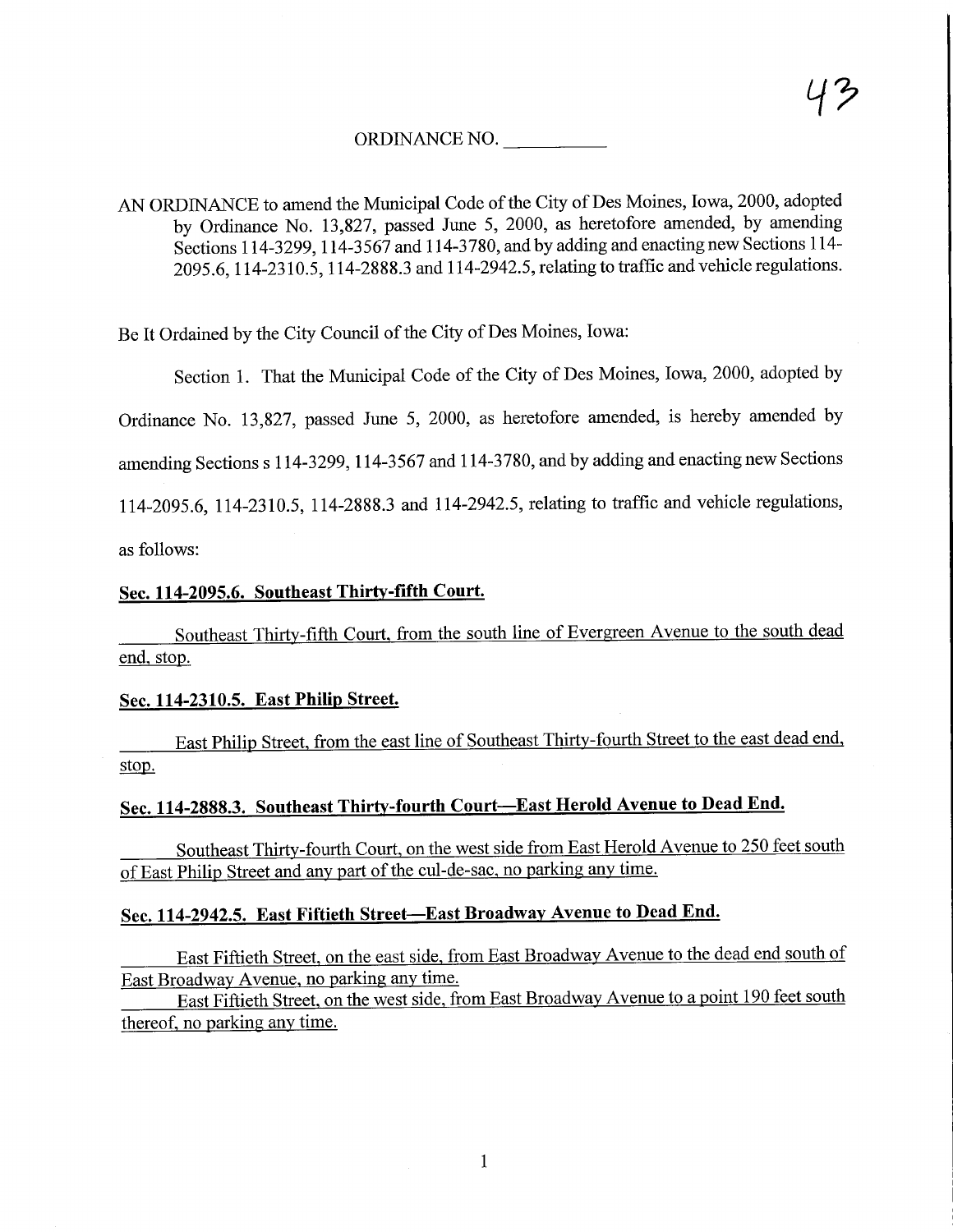43

ORDINANCE NO. __________

AN ORDINANCE to amend the Municipal Code of the City of Des Moines, Iowa, 2000, adopted by Ordinance No. 13,827, passed June 5, 2000, as heretofore amended, by amending Sections 114-3299, 114-3567 and 114-3780, and by adding and enacting new Sections 114-2095.6, 114-2310.5, 114-2888.3 and 114-2942.5, relating to traffic and vehicle regulations.

Be It Ordained by the City Council of the City of Des Moines, Iowa:

Section 1. That the Municipal Code of the City of Des Moines, Iowa, 2000, adopted by Ordinance No. 13,827, passed June 5, 2000, as heretofore amended, is hereby amended by amending Sections s 114-3299, 114-3567 and 114-3780, and by adding and enacting new Sections 114-2095.6, 114-2310.5, 114-2888.3 and 114-2942.5, relating to traffic and vehicle regulations, as follows:

**Sec. 114-2095.6. Southeast Thirty-fifth Court.**

Southeast Thirty-fifth Court, from the south line of Evergreen Avenue to the south dead end, stop.

**Sec. 114-2310.5. East Philip Street.**

East Philip Street, from the east line of Southeast Thirty-fourth Street to the east dead end, stop.

**Sec. 114-2888.3. Southeast Thirty-fourth Court—East Herold Avenue to Dead End.**

Southeast Thirty-fourth Court, on the west side from East Herold Avenue to 250 feet south of East Philip Street and any part of the cul-de-sac, no parking any time.

**Sec. 114-2942.5. East Fiftieth Street—East Broadway Avenue to Dead End.**

East Fiftieth Street, on the east side, from East Broadway Avenue to the dead end south of East Broadway Avenue, no parking any time.

East Fiftieth Street, on the west side, from East Broadway Avenue to a point 190 feet south thereof, no parking any time.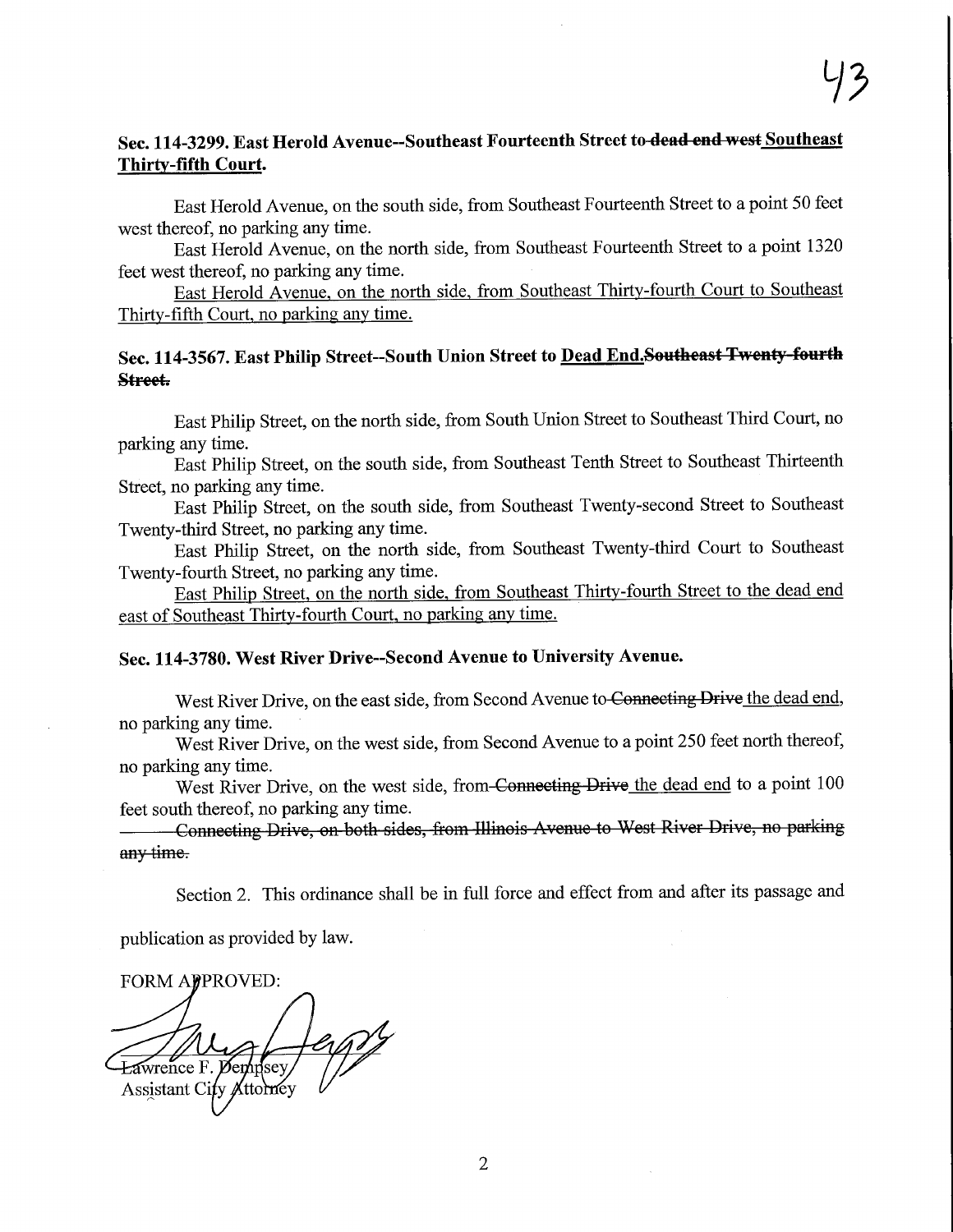### **Sec. 114-3299. East Herold Avenue--Southeast Fourteenth Street to ~~dead end west~~ <u>Southeast Thirty-fifth Court</u>.**

East Herold Avenue, on the south side, from Southeast Fourteenth Street to a point 50 feet west thereof, no parking any time.

East Herold Avenue, on the north side, from Southeast Fourteenth Street to a point 1320 feet west thereof, no parking any time.

<u>East Herold Avenue, on the north side, from Southeast Thirty-fourth Court to Southeast Thirty-fifth Court, no parking any time.</u>

### **Sec. 114-3567. East Philip Street--South Union Street to <u>Dead End.</u>~~Southeast Twenty-fourth Street.~~**

East Philip Street, on the north side, from South Union Street to Southeast Third Court, no parking any time.

East Philip Street, on the south side, from Southeast Tenth Street to Southeast Thirteenth Street, no parking any time.

East Philip Street, on the south side, from Southeast Twenty-second Street to Southeast Twenty-third Street, no parking any time.

East Philip Street, on the north side, from Southeast Twenty-third Court to Southeast Twenty-fourth Street, no parking any time.

<u>East Philip Street, on the north side, from Southeast Thirty-fourth Street to the dead end east of Southeast Thirty-fourth Court, no parking any time.</u>

### **Sec. 114-3780. West River Drive--Second Avenue to University Avenue.**

West River Drive, on the east side, from Second Avenue to ~~Connecting Drive~~ <u>the dead end</u>, no parking any time.

West River Drive, on the west side, from Second Avenue to a point 250 feet north thereof, no parking any time.

West River Drive, on the west side, from ~~Connecting Drive~~ <u>the dead end</u> to a point 100 feet south thereof, no parking any time.

~~Connecting Drive, on both sides, from Illinois Avenue to West River Drive, no parking any time.~~

Section 2. This ordinance shall be in full force and effect from and after its passage and publication as provided by law.

FORM APPROVED:

Lawrence F. Dempsey
Assistant City Attorney